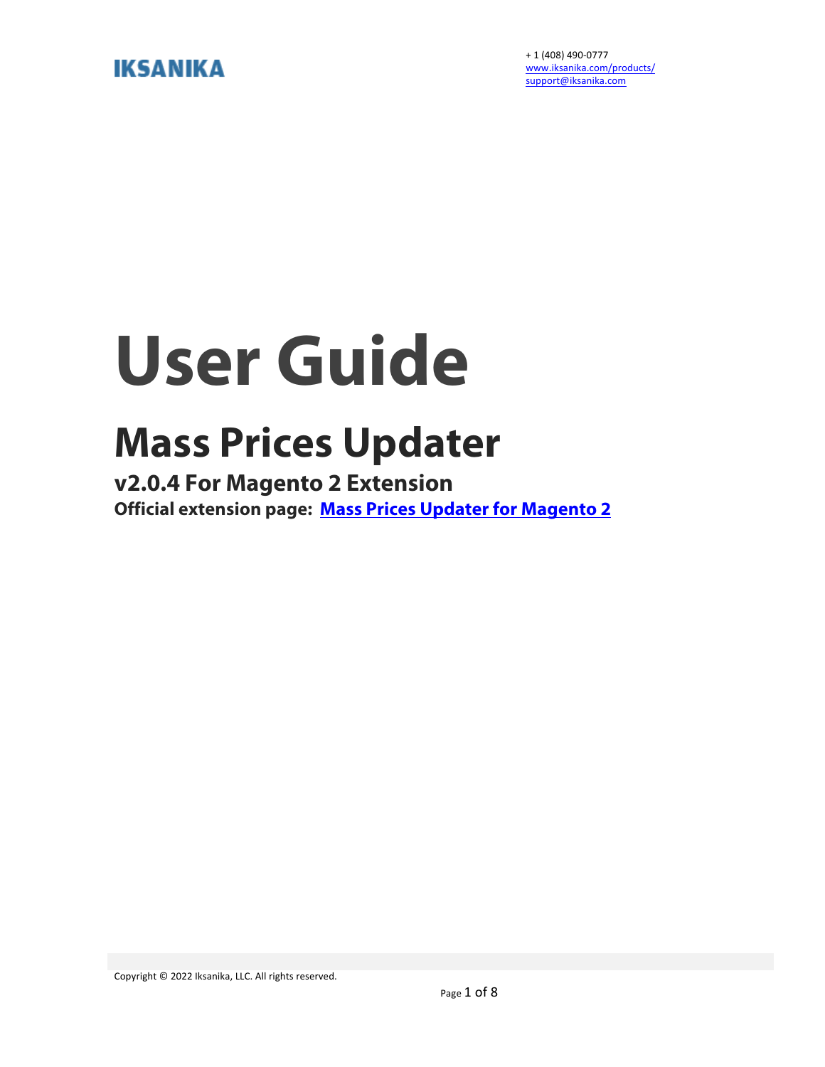**IKSANIKA**

+ 1 (408) 490-0777
www.iksanika.com/products/
support@iksanika.com

# User Guide

## Mass Prices Updater

### v2.0.4 For Magento 2 Extension

**Official extension page: [Mass Prices Updater for Magento 2]()**

Copyright © 2022 Iksanika, LLC. All rights reserved.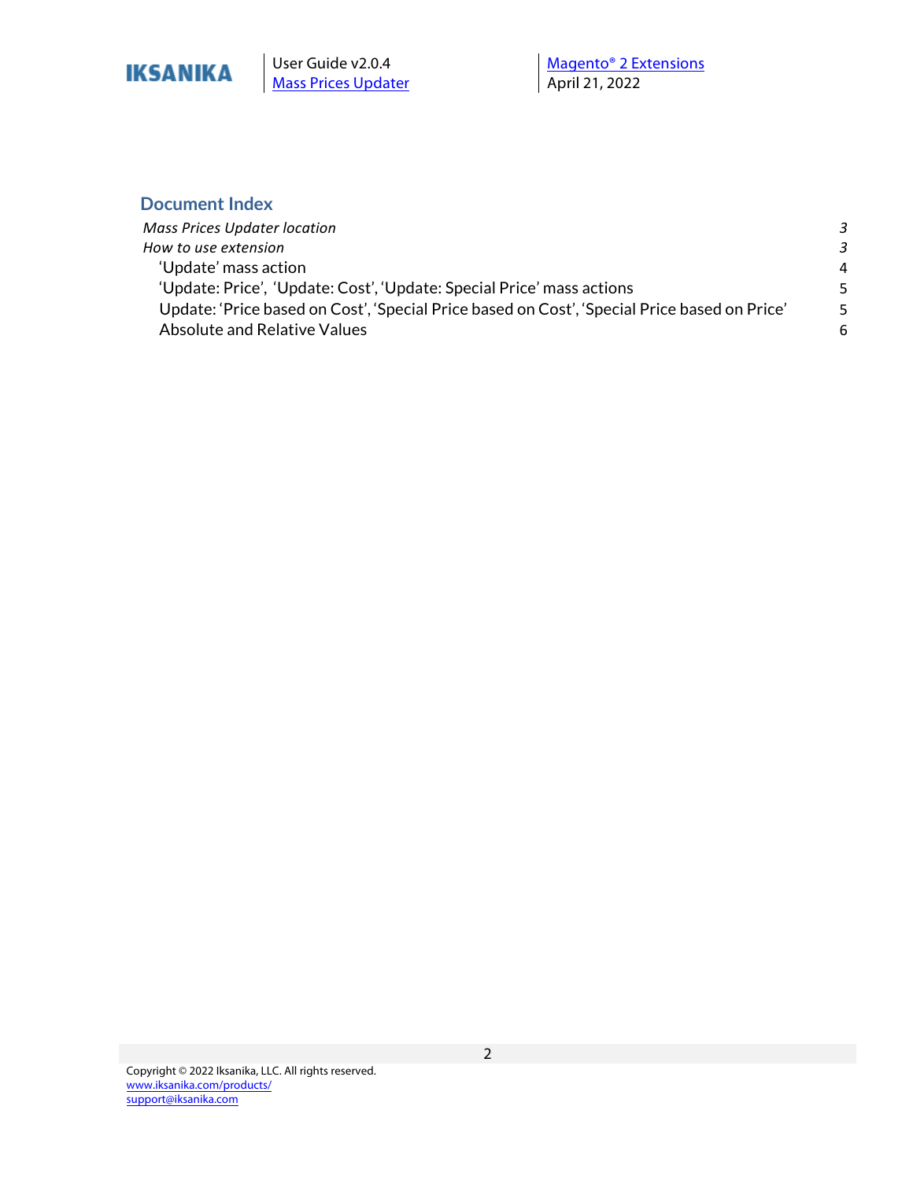## Document Index

| | |
|---|---|
| *Mass Prices Updater location* | *3* |
| *How to use extension* | *3* |
| 'Update' mass action | 4 |
| 'Update: Price', 'Update: Cost', 'Update: Special Price' mass actions | 5 |
| Update: 'Price based on Cost', 'Special Price based on Cost', 'Special Price based on Price' | 5 |
| Absolute and Relative Values | 6 |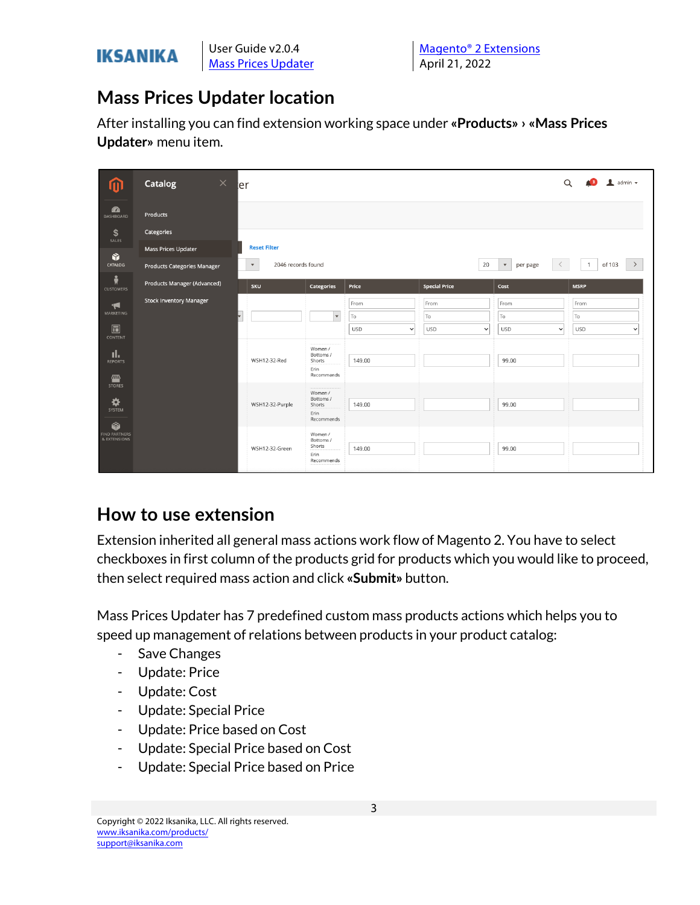## Mass Prices Updater location

After installing you can find extension working space under **«Products»** › **«Mass Prices Updater»** menu item.

## How to use extension

Extension inherited all general mass actions work flow of Magento 2. You have to select checkboxes in first column of the products grid for products which you would like to proceed, then select required mass action and click **«Submit»** button.

Mass Prices Updater has 7 predefined custom mass products actions which helps you to speed up management of relations between products in your product catalog:

- Save Changes
- Update: Price
- Update: Cost
- Update: Special Price
- Update: Price based on Cost
- Update: Special Price based on Cost
- Update: Special Price based on Price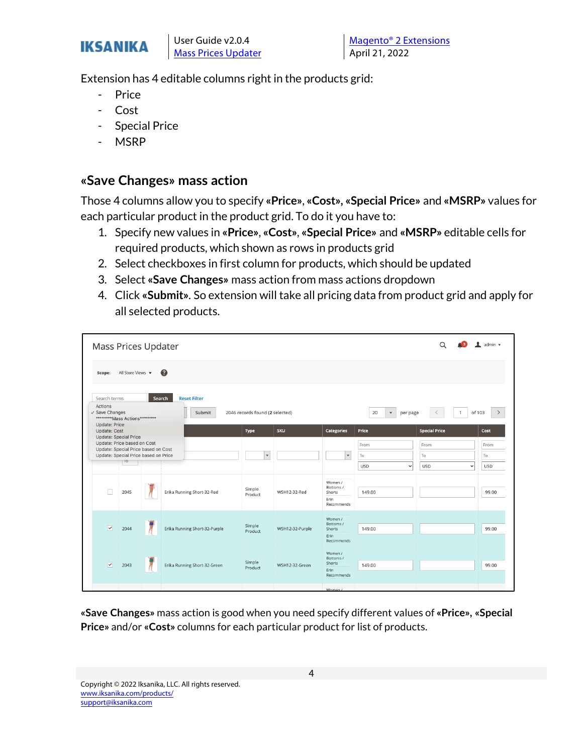Extension has 4 editable columns right in the products grid:

- Price
- Cost
- Special Price
- MSRP

## «Save Changes» mass action

Those 4 columns allow you to specify **«Price»**, **«Cost»**, **«Special Price»** and **«MSRP»** values for each particular product in the product grid. To do it you have to:

1. Specify new values in **«Price»**, **«Cost»**, **«Special Price»** and **«MSRP»** editable cells for required products, which shown as rows in products grid
2. Select checkboxes in first column for products, which should be updated
3. Select **«Save Changes»** mass action from mass actions dropdown
4. Click **«Submit»**. So extension will take all pricing data from product grid and apply for all selected products.

**«Save Changes»** mass action is good when you need specify different values of **«Price»**, **«Special Price»** and/or **«Cost»** columns for each particular product for list of products.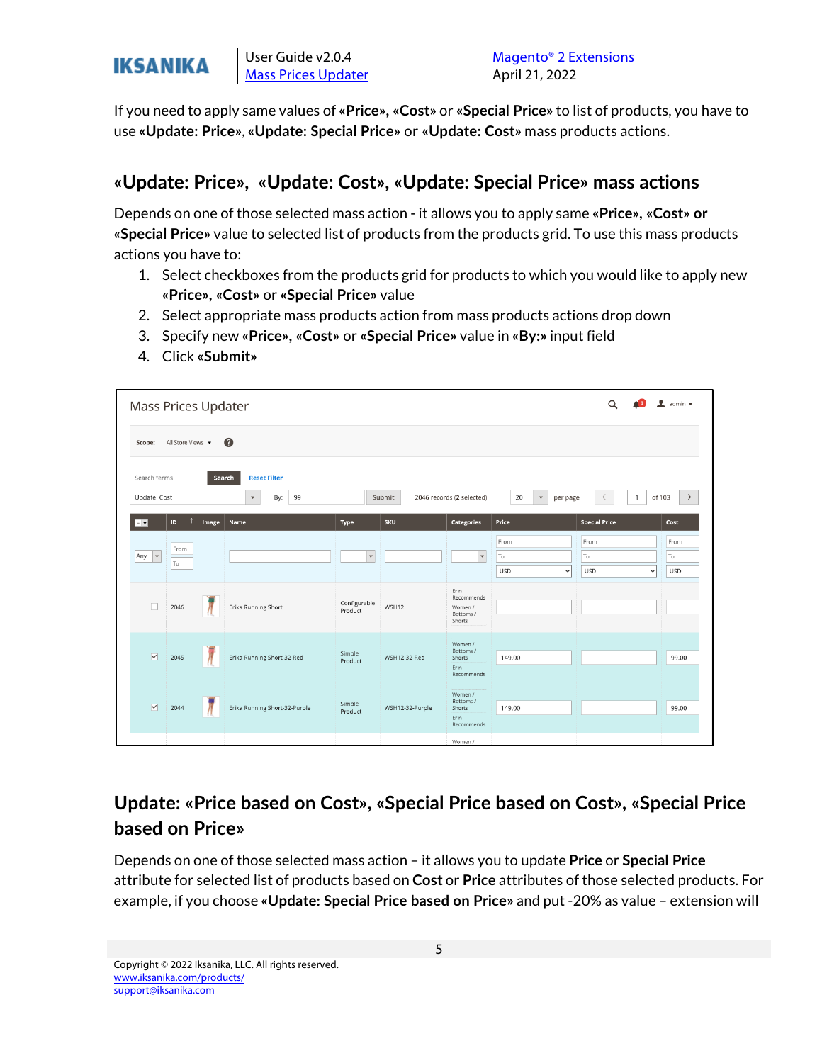If you need to apply same values of **«Price», «Cost»** or **«Special Price»** to list of products, you have to use **«Update: Price»**, **«Update: Special Price»** or **«Update: Cost»** mass products actions.

## «Update: Price», «Update: Cost», «Update: Special Price» mass actions

Depends on one of those selected mass action - it allows you to apply same **«Price», «Cost» or «Special Price»** value to selected list of products from the products grid. To use this mass products actions you have to:

1. Select checkboxes from the products grid for products to which you would like to apply new **«Price», «Cost»** or **«Special Price»** value
2. Select appropriate mass products action from mass products actions drop down
3. Specify new **«Price», «Cost»** or **«Special Price»** value in **«By:»** input field
4. Click **«Submit»**

## Update: «Price based on Cost», «Special Price based on Cost», «Special Price based on Price»

Depends on one of those selected mass action – it allows you to update **Price** or **Special Price** attribute for selected list of products based on **Cost** or **Price** attributes of those selected products. For example, if you choose **«Update: Special Price based on Price»** and put -20% as value – extension will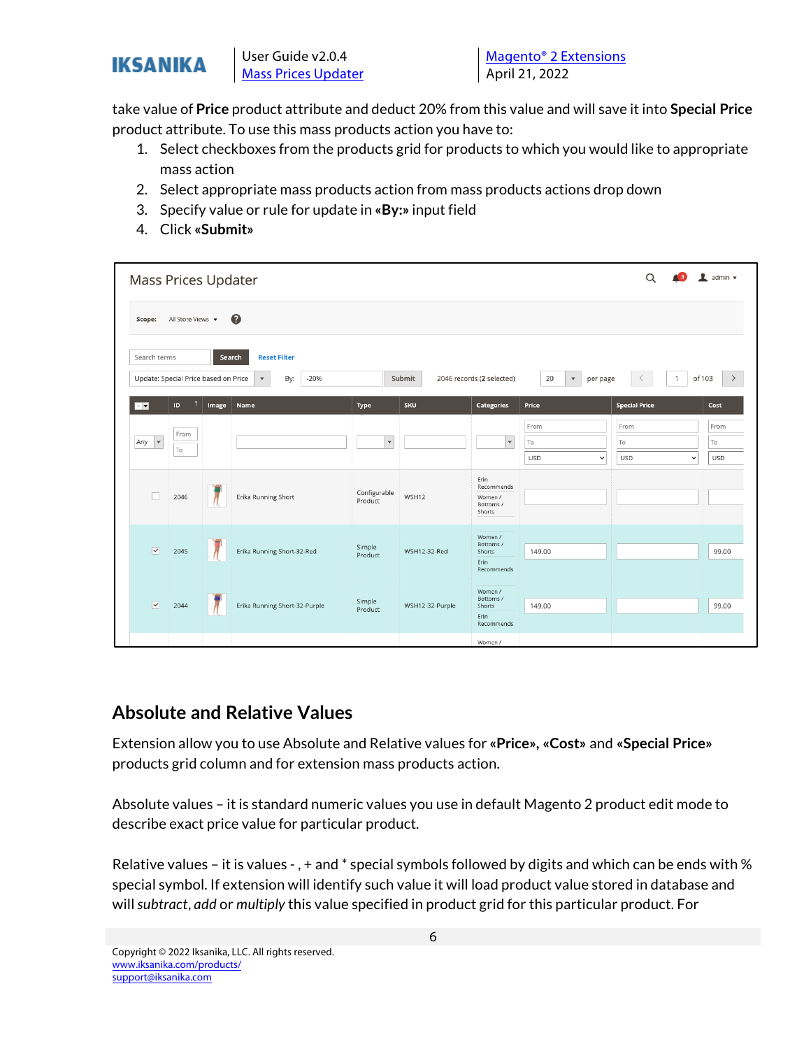take value of **Price** product attribute and deduct 20% from this value and will save it into **Special Price** product attribute. To use this mass products action you have to:

1. Select checkboxes from the products grid for products to which you would like to appropriate mass action
2. Select appropriate mass products action from mass products actions drop down
3. Specify value or rule for update in **«By:»** input field
4. Click **«Submit»**

## Absolute and Relative Values

Extension allow you to use Absolute and Relative values for **«Price»**, **«Cost»** and **«Special Price»** products grid column and for extension mass products action.

Absolute values – it is standard numeric values you use in default Magento 2 product edit mode to describe exact price value for particular product.

Relative values – it is values - , + and * special symbols followed by digits and which can be ends with % special symbol. If extension will identify such value it will load product value stored in database and will *subtract*, *add* or *multiply* this value specified in product grid for this particular product. For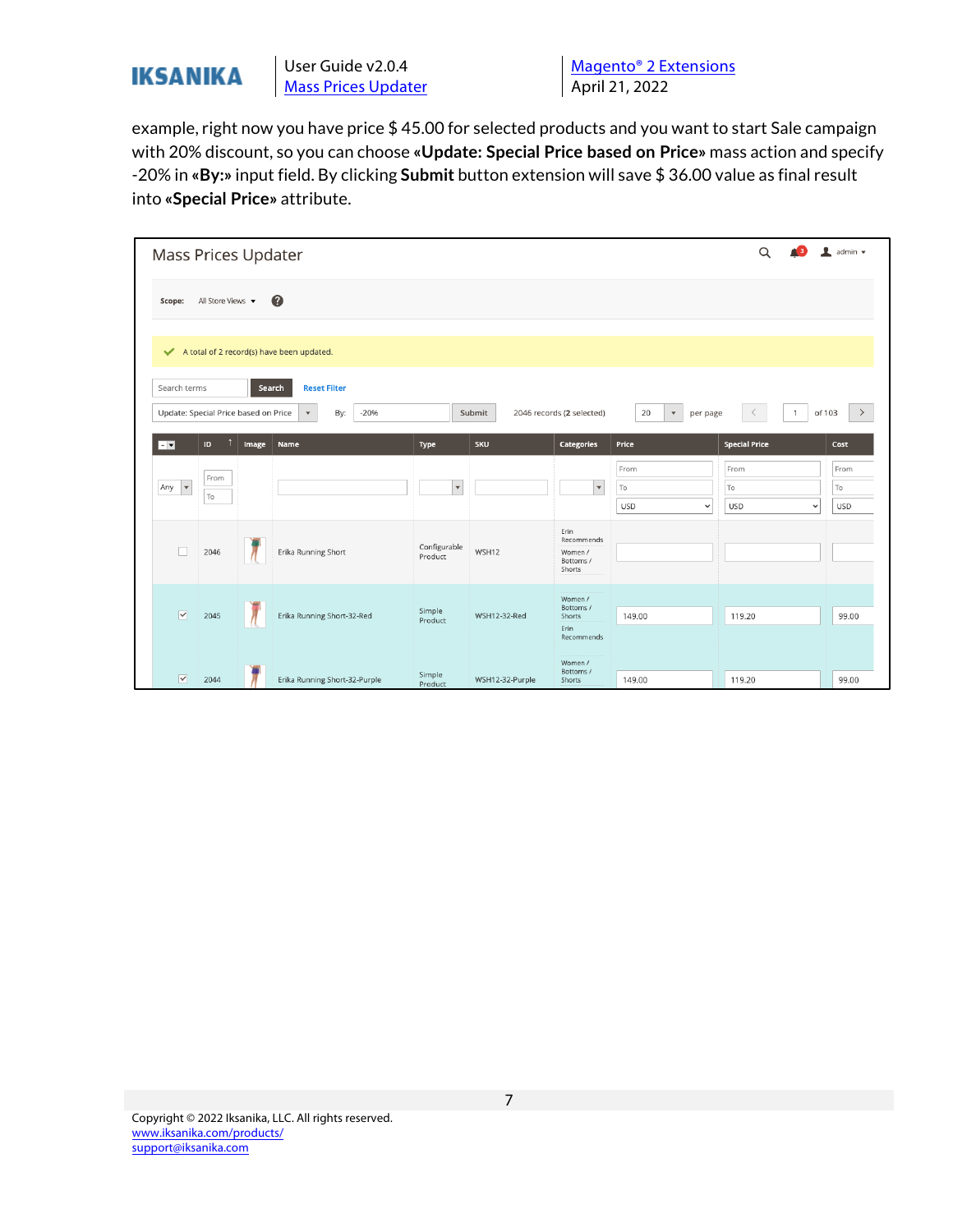example, right now you have price $ 45.00 for selected products and you want to start Sale campaign with 20% discount, so you can choose **«Update: Special Price based on Price»** mass action and specify -20% in **«By:»** input field. By clicking **Submit** button extension will save $ 36.00 value as final result into **«Special Price»** attribute.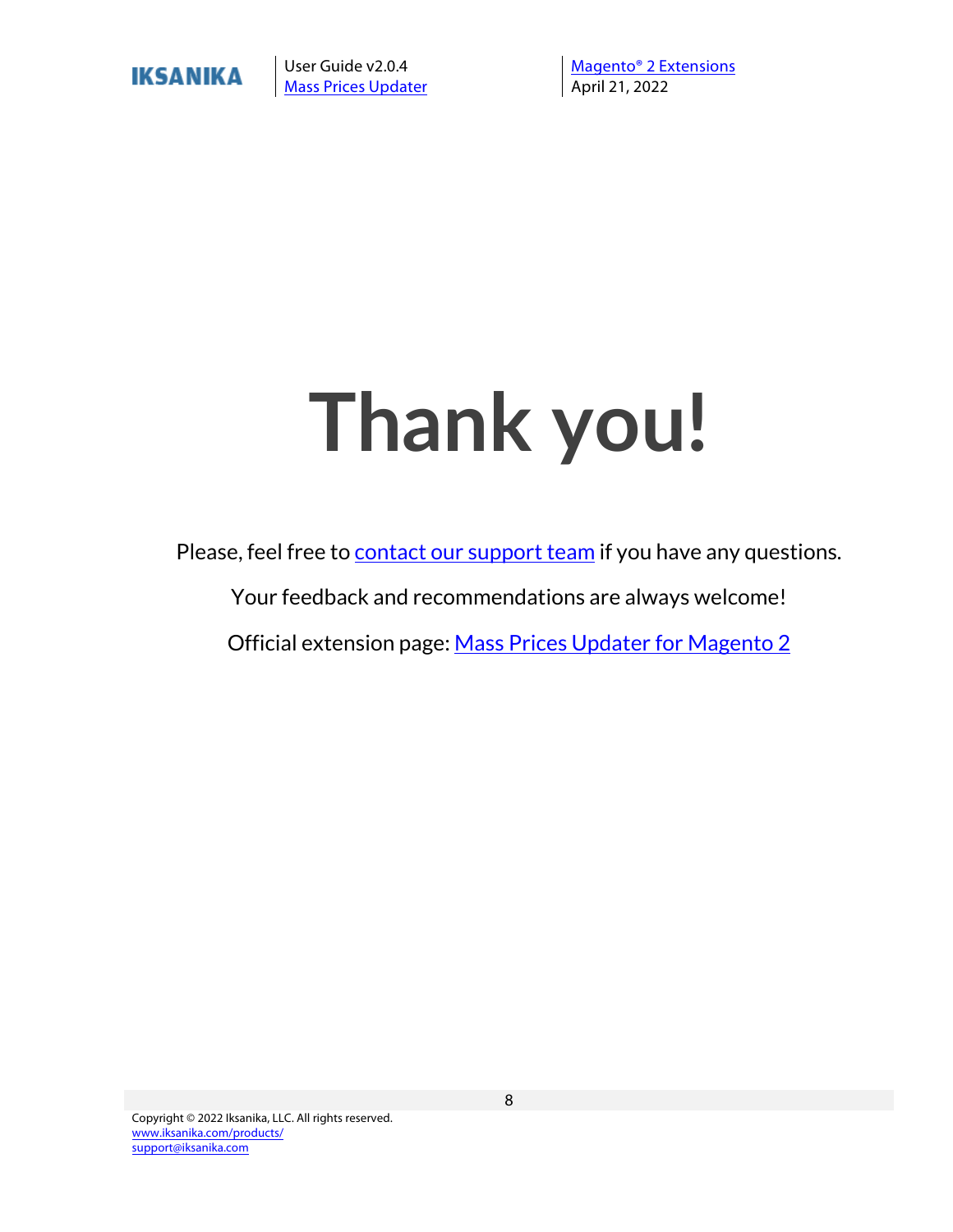# Thank you!

Please, feel free to contact our support team if you have any questions.

Your feedback and recommendations are always welcome!

Official extension page: Mass Prices Updater for Magento 2